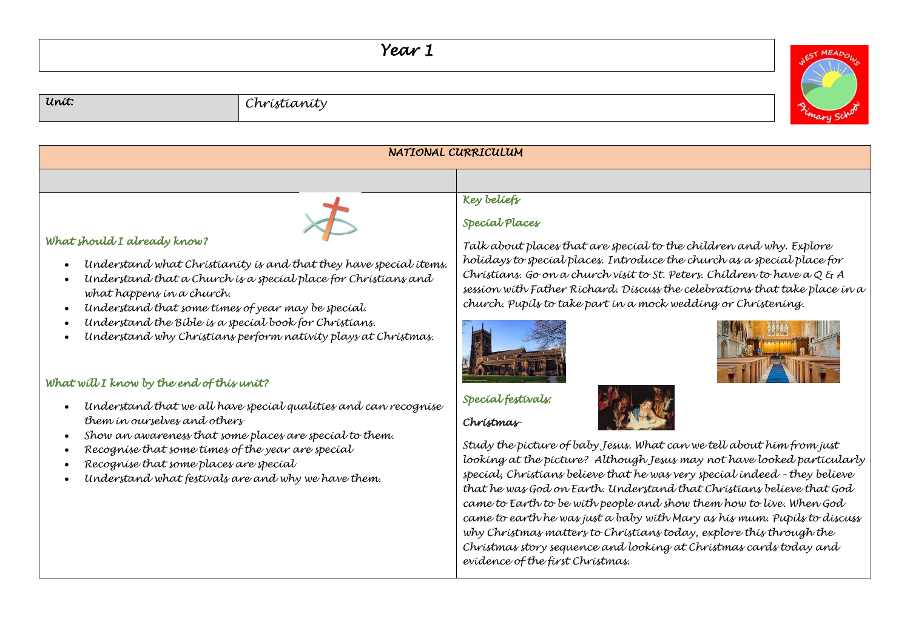# Year 1

| Unit: | Christianity |
| --- | --- |

## NATIONAL CURRICULUM

### What should I already know?

- Understand what Christianity is and that they have special items.
- Understand that a Church is a special place for Christians and what happens in a church.
- Understand that some times of year may be special.
- Understand the Bible is a special book for Christians.
- Understand why Christians perform nativity plays at Christmas.

### What will I know by the end of this unit?

- Understand that we all have special qualities and can recognise them in ourselves and others
- Show an awareness that some places are special to them.
- Recognise that some times of the year are special
- Recognise that some places are special
- Understand what festivals are and why we have them.

### Key beliefs

#### Special Places

Talk about places that are special to the children and why. Explore holidays to special places. Introduce the church as a special place for Christians. Go on a church visit to St. Peters. Children to have a Q & A session with Father Richard. Discuss the celebrations that take place in a church. Pupils to take part in a mock wedding or Christening.

#### Special festivals:

**Christmas**

Study the picture of baby Jesus. What can we tell about him from just looking at the picture? Although Jesus may not have looked particularly special, Christians believe that he was very special indeed – they believe that he was God on Earth. Understand that Christians believe that God came to Earth to be with people and show them how to live. When God came to earth he was just a baby with Mary as his mum. Pupils to discuss why Christmas matters to Christians today, explore this through the Christmas story sequence and looking at Christmas cards today and evidence of the first Christmas.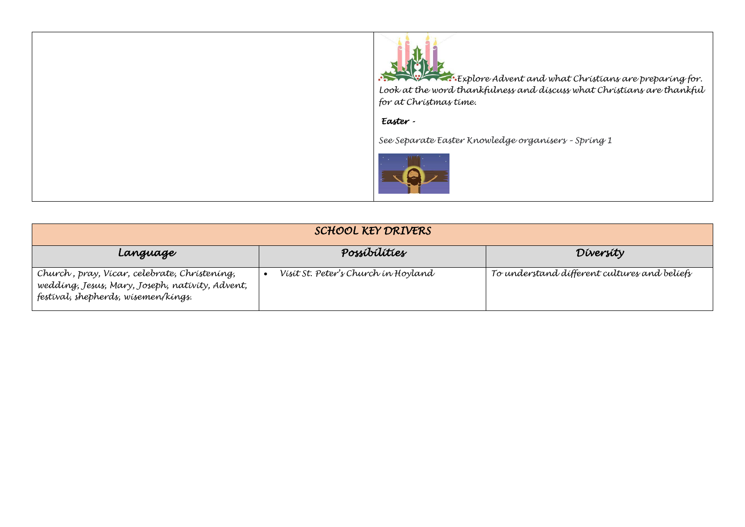| | |
|---|---|
| | Explore Advent and what Christians are preparing for. Look at the word thankfulness and discuss what Christians are thankful for at Christmas time.<br><br>**Easter -**<br><br>See Separate Easter Knowledge organisers – Spring 1 |

| SCHOOL KEY DRIVERS | | |
|---|---|---|
| **Language** | **Possibilities** | **Diversity** |
| Church , pray, Vicar, celebrate, Christening, wedding, Jesus, Mary, Joseph, nativity, Advent, festival, shepherds, wisemen/kings. | • Visit St. Peter's Church in Hoyland | To understand different cultures and beliefs |